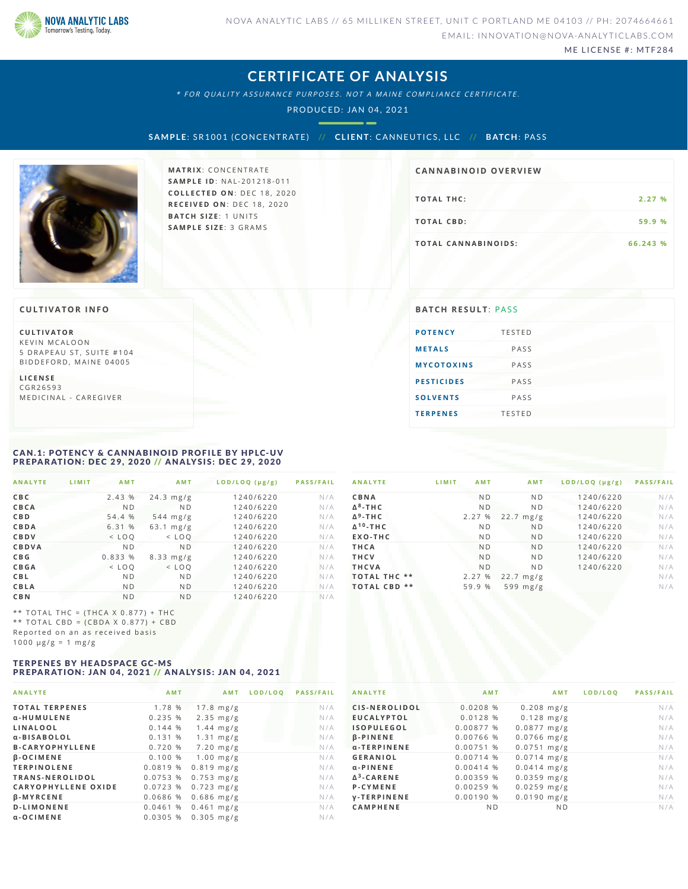NOVA ANALYTIC LABS
Tomorrow's Testing, Today.

NOVA ANALYTIC LABS // 65 MILLIKEN STREET, UNIT C PORTLAND ME 04103 // PH: 2074664661
EMAIL: INNOVATION@NOVA-ANALYTICLABS.COM
ME LICENSE #: MTF284

# CERTIFICATE OF ANALYSIS

*\* FOR QUALITY ASSURANCE PURPOSES. NOT A MAINE COMPLIANCE CERTIFICATE.*

PRODUCED: JAN 04, 2021

**SAMPLE**: SR1001 (CONCENTRATE) // **CLIENT**: CANNEUTICS, LLC // **BATCH**: PASS

**MATRIX**: CONCENTRATE
**SAMPLE ID**: NAL-201218-011
**COLLECTED ON**: DEC 18, 2020
**RECEIVED ON**: DEC 18, 2020
**BATCH SIZE**: 1 UNITS
**SAMPLE SIZE**: 3 GRAMS

## CANNABINOID OVERVIEW

| | |
|---|---|
| TOTAL THC: | 2.27 % |
| TOTAL CBD: | 59.9 % |
| TOTAL CANNABINOIDS: | 66.243 % |

## CULTIVATOR INFO

**CULTIVATOR**
KEVIN MCALOON
5 DRAPEAU ST, SUITE #104
BIDDEFORD, MAINE 04005

**LICENSE**
CGR26593
MEDICINAL - CAREGIVER

## BATCH RESULT: PASS

| | |
|---|---|
| POTENCY | TESTED |
| METALS | PASS |
| MYCOTOXINS | PASS |
| PESTICIDES | PASS |
| SOLVENTS | PASS |
| TERPENES | TESTED |

## CAN.1: POTENCY & CANNABINOID PROFILE BY HPLC-UV
### PREPARATION: DEC 29, 2020 // ANALYSIS: DEC 29, 2020

| ANALYTE | LIMIT | AMT | AMT | LOD/LOQ (μg/g) | PASS/FAIL |
|---|---|---|---|---|---|
| CBC | | 2.43 % | 24.3 mg/g | 1240/6220 | N/A |
| CBCA | | ND | ND | 1240/6220 | N/A |
| CBD | | 54.4 % | 544 mg/g | 1240/6220 | N/A |
| CBDA | | 6.31 % | 63.1 mg/g | 1240/6220 | N/A |
| CBDV | | < LOQ | < LOQ | 1240/6220 | N/A |
| CBDVA | | ND | ND | 1240/6220 | N/A |
| CBG | | 0.833 % | 8.33 mg/g | 1240/6220 | N/A |
| CBGA | | < LOQ | < LOQ | 1240/6220 | N/A |
| CBL | | ND | ND | 1240/6220 | N/A |
| CBLA | | ND | ND | 1240/6220 | N/A |
| CBN | | ND | ND | 1240/6220 | N/A |
| CBNA | | ND | ND | 1240/6220 | N/A |
| Δ8-THC | | ND | ND | 1240/6220 | N/A |
| Δ9-THC | | 2.27 % | 22.7 mg/g | 1240/6220 | N/A |
| Δ10-THC | | ND | ND | 1240/6220 | N/A |
| EXO-THC | | ND | ND | 1240/6220 | N/A |
| THCA | | ND | ND | 1240/6220 | N/A |
| THCV | | ND | ND | 1240/6220 | N/A |
| THCVA | | ND | ND | 1240/6220 | N/A |
| TOTAL THC ** | | 2.27 % | 22.7 mg/g | | N/A |
| TOTAL CBD ** | | 59.9 % | 599 mg/g | | N/A |

** TOTAL THC = (THCA X 0.877) + THC
** TOTAL CBD = (CBDA X 0.877) + CBD
Reported on an as received basis
1000 μg/g = 1 mg/g

## TERPENES BY HEADSPACE GC-MS
### PREPARATION: JAN 04, 2021 // ANALYSIS: JAN 04, 2021

| ANALYTE | AMT | AMT | LOD/LOQ | PASS/FAIL |
|---|---|---|---|---|
| TOTAL TERPENES | 1.78 % | 17.8 mg/g | | N/A |
| α-HUMULENE | 0.235 % | 2.35 mg/g | | N/A |
| LINALOOL | 0.144 % | 1.44 mg/g | | N/A |
| α-BISABOLOL | 0.131 % | 1.31 mg/g | | N/A |
| B-CARYOPHYLLENE | 0.720 % | 7.20 mg/g | | N/A |
| β-OCIMENE | 0.100 % | 1.00 mg/g | | N/A |
| TERPINOLENE | 0.0819 % | 0.819 mg/g | | N/A |
| TRANS-NEROLIDOL | 0.0753 % | 0.753 mg/g | | N/A |
| CARYOPHYLLENE OXIDE | 0.0723 % | 0.723 mg/g | | N/A |
| β-MYRCENE | 0.0686 % | 0.686 mg/g | | N/A |
| D-LIMONENE | 0.0461 % | 0.461 mg/g | | N/A |
| α-OCIMENE | 0.0305 % | 0.305 mg/g | | N/A |
| CIS-NEROLIDOL | 0.0208 % | 0.208 mg/g | | N/A |
| EUCALYPTOL | 0.0128 % | 0.128 mg/g | | N/A |
| ISOPULEGOL | 0.00877 % | 0.0877 mg/g | | N/A |
| β-PINENE | 0.00766 % | 0.0766 mg/g | | N/A |
| α-TERPINENE | 0.00751 % | 0.0751 mg/g | | N/A |
| GERANIOL | 0.00714 % | 0.0714 mg/g | | N/A |
| α-PINENE | 0.00414 % | 0.0414 mg/g | | N/A |
| Δ3-CARENE | 0.00359 % | 0.0359 mg/g | | N/A |
| P-CYMENE | 0.00259 % | 0.0259 mg/g | | N/A |
| γ-TERPINENE | 0.00190 % | 0.0190 mg/g | | N/A |
| CAMPHENE | ND | ND | | N/A |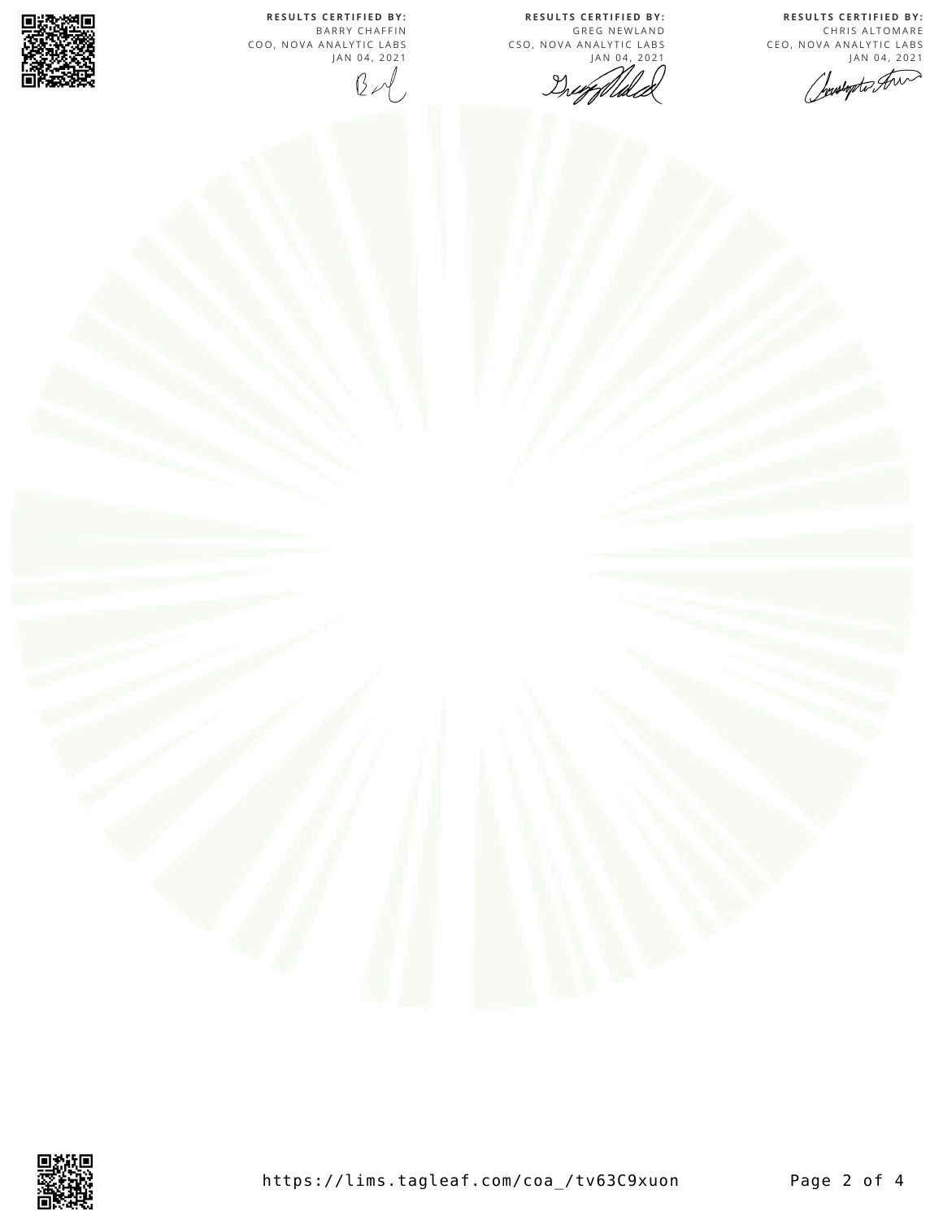**RESULTS CERTIFIED BY:**
BARRY CHAFFIN
COO, NOVA ANALYTIC LABS
JAN 04, 2021

**RESULTS CERTIFIED BY:**
GREG NEWLAND
CSO, NOVA ANALYTIC LABS
JAN 04, 2021

**RESULTS CERTIFIED BY:**
CHRIS ALTOMARE
CEO, NOVA ANALYTIC LABS
JAN 04, 2021

https://lims.tagleaf.com/coa_/tv63C9xuon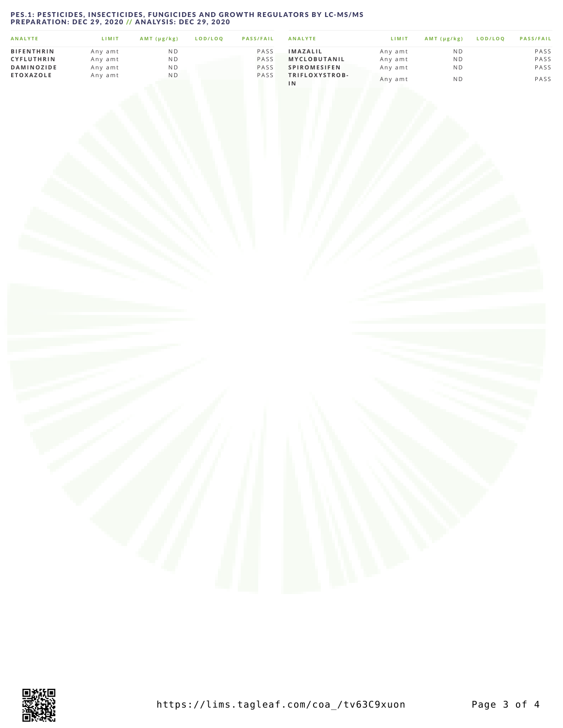## PES.1: PESTICIDES, INSECTICIDES, FUNGICIDES AND GROWTH REGULATORS BY LC-MS/MS
## PREPARATION: DEC 29, 2020 // ANALYSIS: DEC 29, 2020

| ANALYTE | LIMIT | AMT (μg/kg) | LOD/LOQ | PASS/FAIL |
|---|---|---|---|---|
| **BIFENTHRIN** | Any amt | ND | | PASS |
| **CYFLUTHRIN** | Any amt | ND | | PASS |
| **DAMINOZIDE** | Any amt | ND | | PASS |
| **ETOXAZOLE** | Any amt | ND | | PASS |
| **IMAZALIL** | Any amt | ND | | PASS |
| **MYCLOBUTANIL** | Any amt | ND | | PASS |
| **SPIROMESIFEN** | Any amt | ND | | PASS |
| **TRIFLOXYSTROBIN** | Any amt | ND | | PASS |

https://lims.tagleaf.com/coa_/tv63C9xuon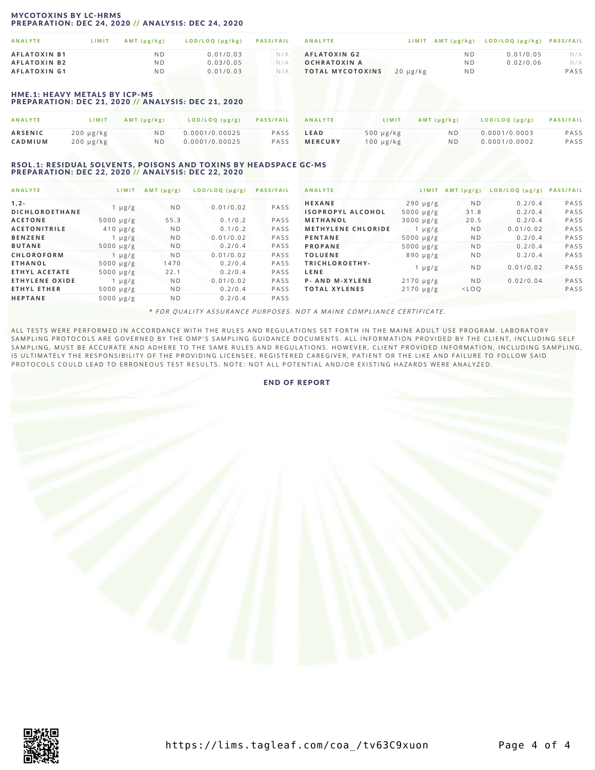## MYCOTOXINS BY LC-HRMS
**PREPARATION: DEC 24, 2020 // ANALYSIS: DEC 24, 2020**

| ANALYTE | LIMIT | AMT (µg/kg) | LOD/LOQ (µg/kg) | PASS/FAIL |
|---|---|---|---|---|
| AFLATOXIN B1 | | ND | 0.01/0.03 | N/A |
| AFLATOXIN B2 | | ND | 0.03/0.05 | N/A |
| AFLATOXIN G1 | | ND | 0.01/0.03 | N/A |
| AFLATOXIN G2 | | ND | 0.01/0.05 | N/A |
| OCHRATOXIN A | | ND | 0.02/0.06 | N/A |
| TOTAL MYCOTOXINS | 20 µg/kg | ND | | PASS |

## HME.1: HEAVY METALS BY ICP-MS
**PREPARATION: DEC 21, 2020 // ANALYSIS: DEC 21, 2020**

| ANALYTE | LIMIT | AMT (µg/kg) | LOD/LOQ (µg/g) | PASS/FAIL |
|---|---|---|---|---|
| ARSENIC | 200 µg/kg | ND | 0.0001/0.00025 | PASS |
| CADMIUM | 200 µg/kg | ND | 0.0001/0.00025 | PASS |
| LEAD | 500 µg/kg | ND | 0.0001/0.0003 | PASS |
| MERCURY | 100 µg/kg | ND | 0.0001/0.0002 | PASS |

## RSOL.1: RESIDUAL SOLVENTS, POISONS AND TOXINS BY HEADSPACE GC-MS
**PREPARATION: DEC 22, 2020 // ANALYSIS: DEC 22, 2020**

| ANALYTE | LIMIT | AMT (µg/g) | LOD/LOQ (µg/g) | PASS/FAIL |
|---|---|---|---|---|
| 1,2-DICHLOROETHANE | 1 µg/g | ND | 0.01/0.02 | PASS |
| ACETONE | 5000 µg/g | 55.3 | 0.1/0.2 | PASS |
| ACETONITRILE | 410 µg/g | ND | 0.1/0.2 | PASS |
| BENZENE | 1 µg/g | ND | 0.01/0.02 | PASS |
| BUTANE | 5000 µg/g | ND | 0.2/0.4 | PASS |
| CHLOROFORM | 1 µg/g | ND | 0.01/0.02 | PASS |
| ETHANOL | 5000 µg/g | 1470 | 0.2/0.4 | PASS |
| ETHYL ACETATE | 5000 µg/g | 22.1 | 0.2/0.4 | PASS |
| ETHYLENE OXIDE | 1 µg/g | ND | 0.01/0.02 | PASS |
| ETHYL ETHER | 5000 µg/g | ND | 0.2/0.4 | PASS |
| HEPTANE | 5000 µg/g | ND | 0.2/0.4 | PASS |
| HEXANE | 290 µg/g | ND | 0.2/0.4 | PASS |
| ISOPROPYL ALCOHOL | 5000 µg/g | 31.8 | 0.2/0.4 | PASS |
| METHANOL | 3000 µg/g | 20.5 | 0.2/0.4 | PASS |
| METHYLENE CHLORIDE | 1 µg/g | ND | 0.01/0.02 | PASS |
| PENTANE | 5000 µg/g | ND | 0.2/0.4 | PASS |
| PROPANE | 5000 µg/g | ND | 0.2/0.4 | PASS |
| TOLUENE | 890 µg/g | ND | 0.2/0.4 | PASS |
| TRICHLOROETHYLENE | 1 µg/g | ND | 0.01/0.02 | PASS |
| P- AND M-XYLENE | 2170 µg/g | ND | 0.02/0.04 | PASS |
| TOTAL XYLENES | 2170 µg/g | <LOQ | | PASS |

*\* FOR QUALITY ASSURANCE PURPOSES. NOT A MAINE COMPLIANCE CERTIFICATE.*

ALL TESTS WERE PERFORMED IN ACCORDANCE WITH THE RULES AND REGULATIONS SET FORTH IN THE MAINE ADULT USE PROGRAM. LABORATORY SAMPLING PROTOCOLS ARE GOVERNED BY THE OMP'S SAMPLING GUIDANCE DOCUMENTS. ALL INFORMATION PROVIDED BY THE CLIENT, INCLUDING SELF SAMPLING, MUST BE ACCURATE AND ADHERE TO THE SAME RULES AND REGULATIONS. HOWEVER, CLIENT PROVIDED INFORMATION, INCLUDING SAMPLING, IS ULTIMATELY THE RESPONSIBILITY OF THE PROVIDING LICENSEE, REGISTERED CAREGIVER, PATIENT OR THE LIKE AND FAILURE TO FOLLOW SAID PROTOCOLS COULD LEAD TO ERRONEOUS TEST RESULTS. NOTE: NOT ALL POTENTIAL AND/OR EXISTING HAZARDS WERE ANALYZED.

**END OF REPORT**

https://lims.tagleaf.com/coa_/tv63C9xuon